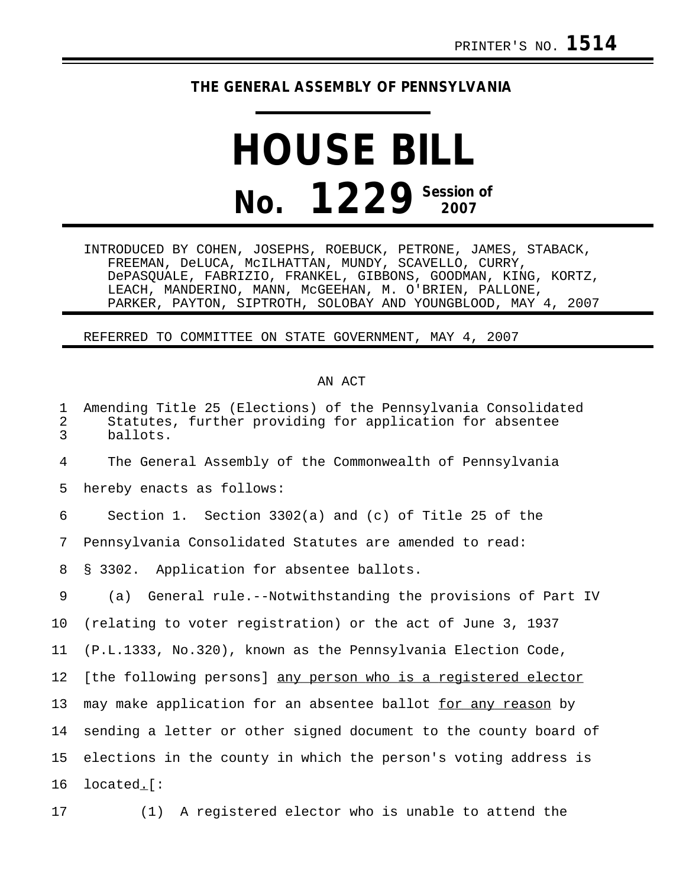PRINTER'S NO. **1514**

**THE GENERAL ASSEMBLY OF PENNSYLVANIA**

# HOUSE BILL

## No. 1229 Session of 2007

INTRODUCED BY COHEN, JOSEPHS, ROEBUCK, PETRONE, JAMES, STABACK, FREEMAN, DeLUCA, McILHATTAN, MUNDY, SCAVELLO, CURRY, DePASQUALE, FABRIZIO, FRANKEL, GIBBONS, GOODMAN, KING, KORTZ, LEACH, MANDERINO, MANN, McGEEHAN, M. O'BRIEN, PALLONE, PARKER, PAYTON, SIPTROTH, SOLOBAY AND YOUNGBLOOD, MAY 4, 2007

REFERRED TO COMMITTEE ON STATE GOVERNMENT, MAY 4, 2007

AN ACT

Amending Title 25 (Elections) of the Pennsylvania Consolidated Statutes, further providing for application for absentee ballots.

The General Assembly of the Commonwealth of Pennsylvania hereby enacts as follows:

Section 1. Section 3302(a) and (c) of Title 25 of the Pennsylvania Consolidated Statutes are amended to read:

§ 3302. Application for absentee ballots.

(a) General rule.--Notwithstanding the provisions of Part IV (relating to voter registration) or the act of June 3, 1937 (P.L.1333, No.320), known as the Pennsylvania Election Code, [the following persons] <u>any person who is a registered elector</u> may make application for an absentee ballot <u>for any reason</u> by sending a letter or other signed document to the county board of elections in the county in which the person's voting address is located<u>.</u>[:

(1) A registered elector who is unable to attend the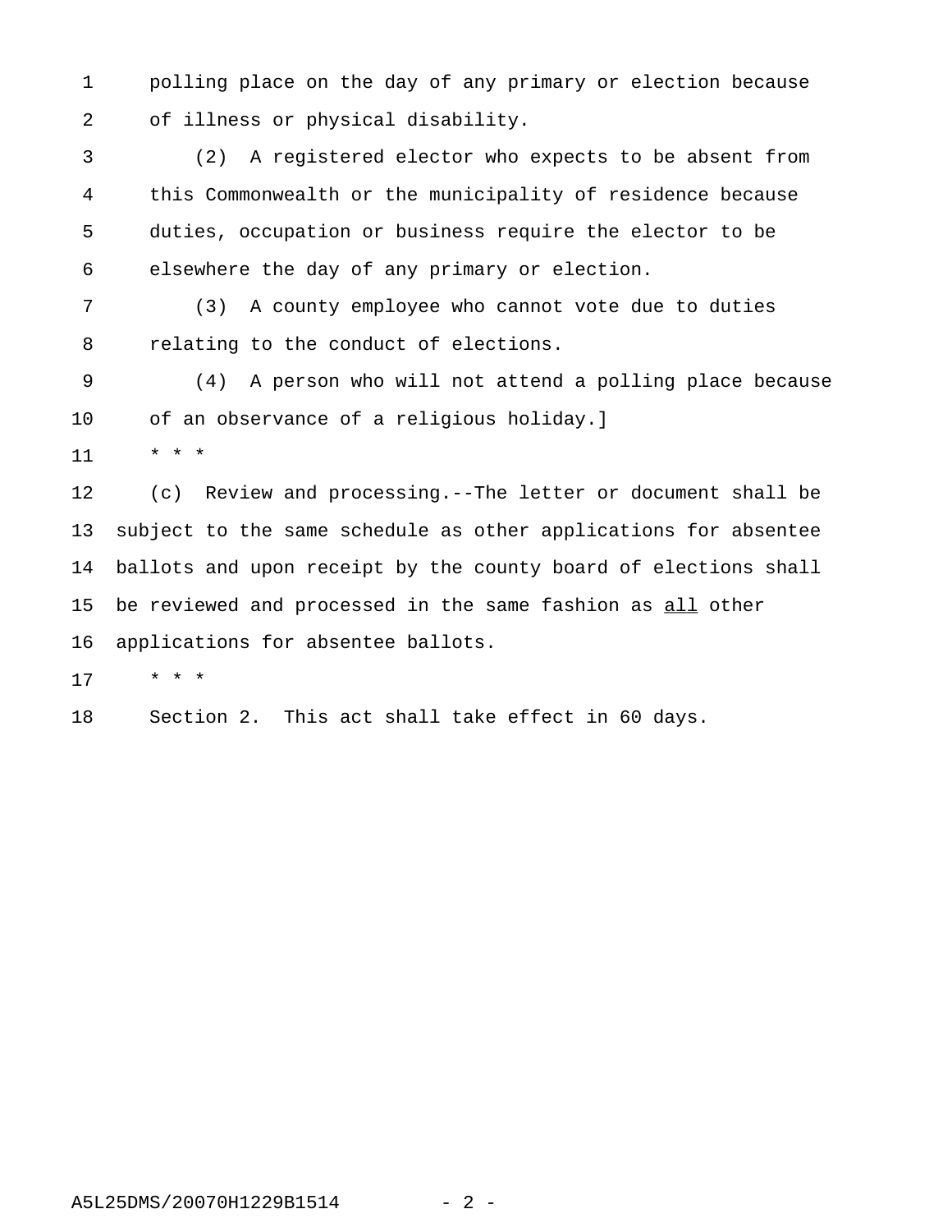polling place on the day of any primary or election because of illness or physical disability.

(2) A registered elector who expects to be absent from this Commonwealth or the municipality of residence because duties, occupation or business require the elector to be elsewhere the day of any primary or election.

(3) A county employee who cannot vote due to duties relating to the conduct of elections.

(4) A person who will not attend a polling place because of an observance of a religious holiday.]

* * *

(c) Review and processing.--The letter or document shall be subject to the same schedule as other applications for absentee ballots and upon receipt by the county board of elections shall be reviewed and processed in the same fashion as <u>all</u> other applications for absentee ballots.

* * *

Section 2. This act shall take effect in 60 days.